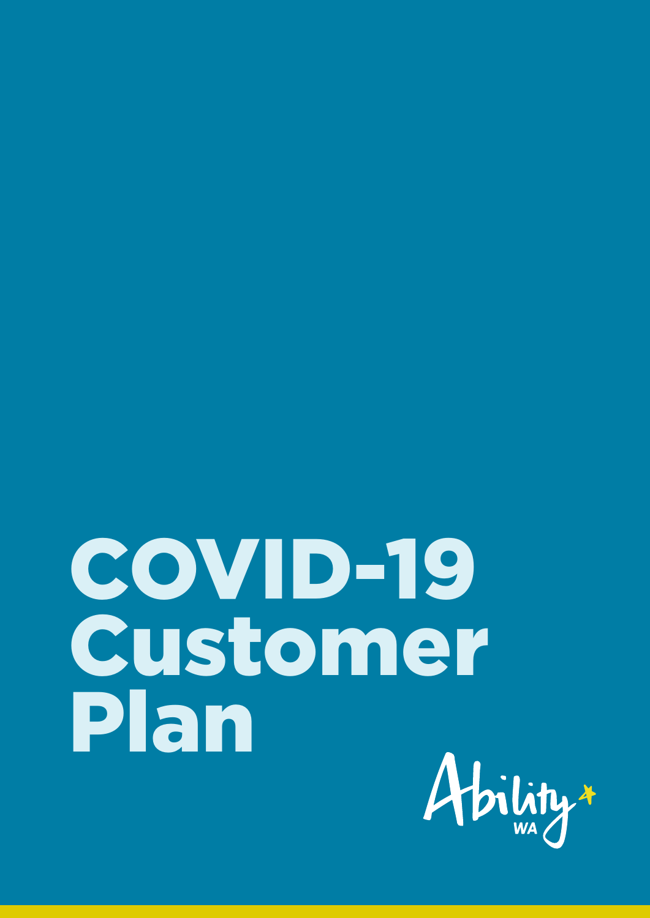# COVID-19 Customer Plan

Ability WA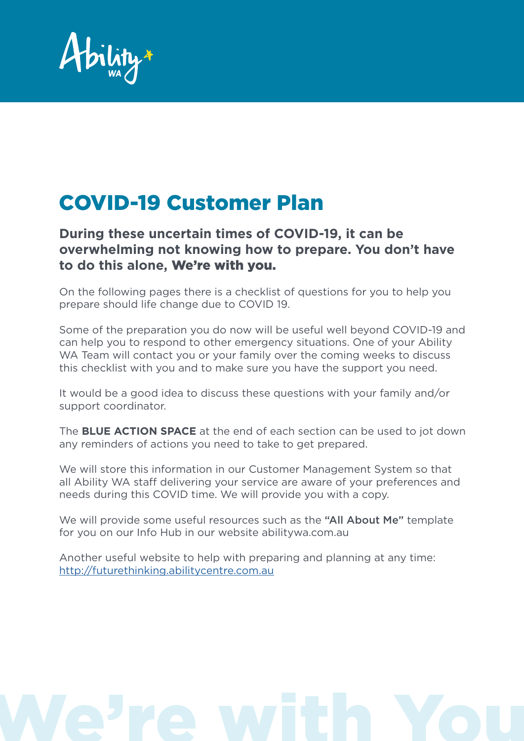# COVID-19 Customer Plan

**During these uncertain times of COVID-19, it can be overwhelming not knowing how to prepare. You don't have to do this alone, We're with you.**

On the following pages there is a checklist of questions for you to help you prepare should life change due to COVID 19.

Some of the preparation you do now will be useful well beyond COVID-19 and can help you to respond to other emergency situations. One of your Ability WA Team will contact you or your family over the coming weeks to discuss this checklist with you and to make sure you have the support you need.

It would be a good idea to discuss these questions with your family and/or support coordinator.

The **BLUE ACTION SPACE** at the end of each section can be used to jot down any reminders of actions you need to take to get prepared.

We will store this information in our Customer Management System so that all Ability WA staff delivering your service are aware of your preferences and needs during this COVID time. We will provide you with a copy.

We will provide some useful resources such as the **"All About Me"** template for you on our Info Hub in our website abilitywa.com.au

Another useful website to help with preparing and planning at any time: http://futurethinking.abilitycentre.com.au

We're with You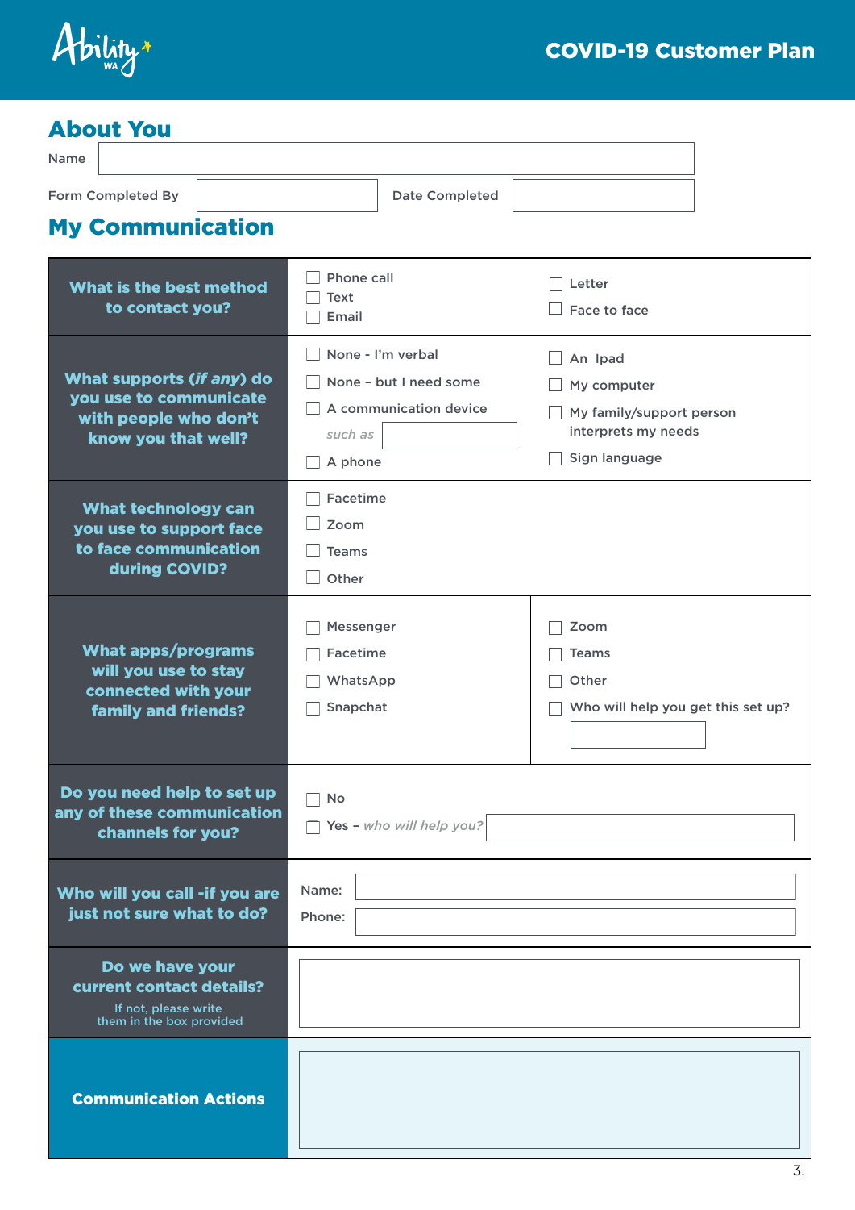# COVID-19 Customer Plan

## About You

Name

Form Completed By | Date Completed

## My Communication

| | | |
|---|---|---|
| **What is the best method to contact you?** | ☐ Phone call<br>☐ Text<br>☐ Email | ☐ Letter<br>☐ Face to face |
| **What supports (*if any*) do you use to communicate with people who don't know you that well?** | ☐ None - I'm verbal<br>☐ None - but I need some<br>☐ A communication device<br>*such as*<br>☐ A phone | ☐ An Ipad<br>☐ My computer<br>☐ My family/support person interprets my needs<br>☐ Sign language |
| **What technology can you use to support face to face communication during COVID?** | ☐ Facetime<br>☐ Zoom<br>☐ Teams<br>☐ Other | |
| **What apps/programs will you use to stay connected with your family and friends?** | ☐ Messenger<br>☐ Facetime<br>☐ WhatsApp<br>☐ Snapchat | ☐ Zoom<br>☐ Teams<br>☐ Other<br>☐ Who will help you get this set up? |
| **Do you need help to set up any of these communication channels for you?** | ☐ No<br>☐ Yes – *who will help you?* | |
| **Who will you call -if you are just not sure what to do?** | Name:<br>Phone: | |
| **Do we have your current contact details?**<br>If not, please write them in the box provided | | |
| **Communication Actions** | | |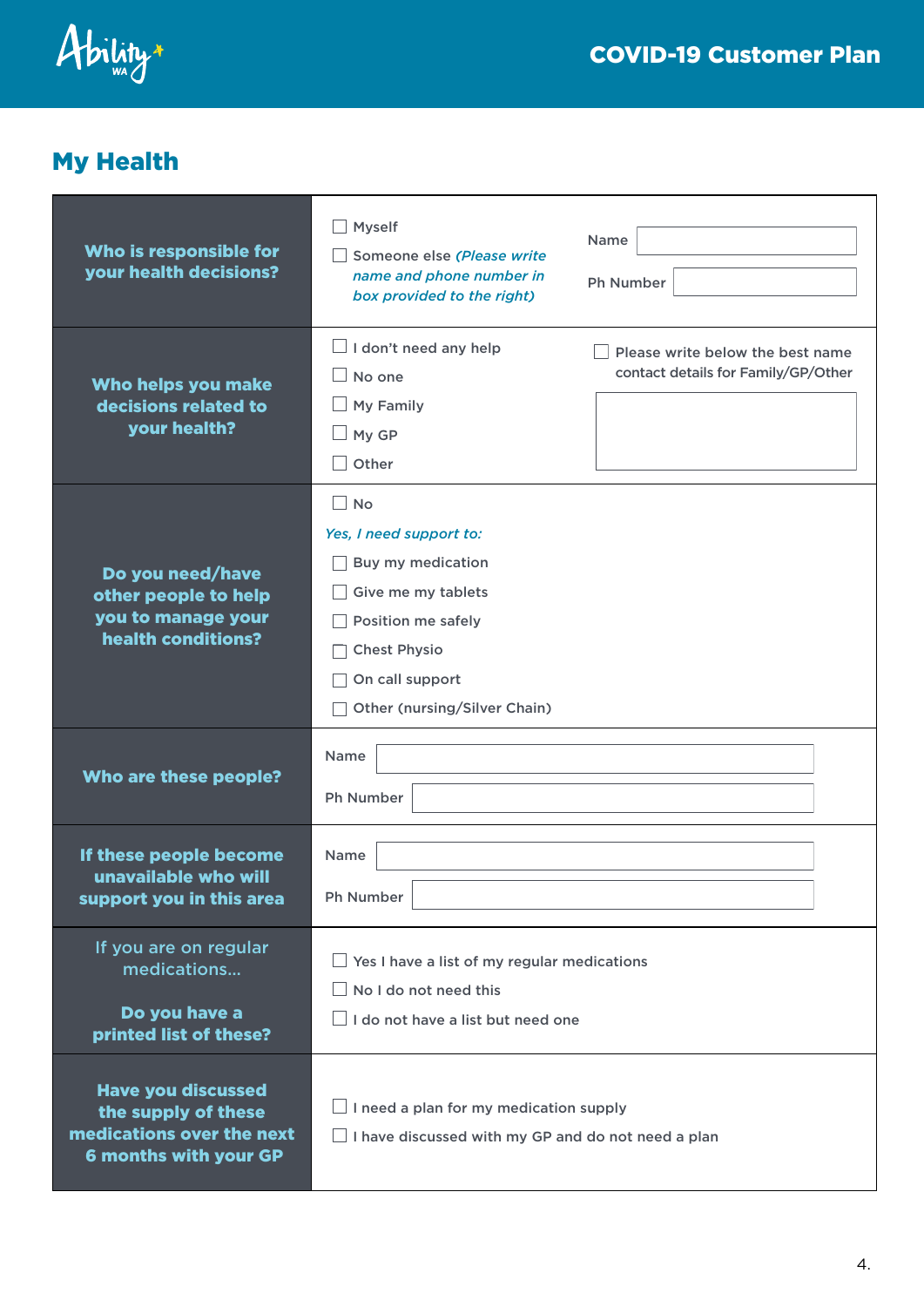## My Health

| Question | Response |
|---|---|
| **Who is responsible for your health decisions?** | ☐ Myself<br>☐ Someone else *(Please write name and phone number in box provided to the right)*<br><br>Name: ________<br>Ph Number: ________ |
| **Who helps you make decisions related to your health?** | ☐ I don't need any help<br>☐ No one<br>☐ My Family<br>☐ My GP<br>☐ Other<br><br>☐ Please write below the best name contact details for Family/GP/Other<br>________ |
| **Do you need/have other people to help you to manage your health conditions?** | ☐ No<br>*Yes, I need support to:*<br>☐ Buy my medication<br>☐ Give me my tablets<br>☐ Position me safely<br>☐ Chest Physio<br>☐ On call support<br>☐ Other (nursing/Silver Chain) |
| **Who are these people?** | Name: ________<br>Ph Number: ________ |
| **If these people become unavailable who will support you in this area** | Name: ________<br>Ph Number: ________ |
| If you are on regular medications...<br><br>**Do you have a printed list of these?** | ☐ Yes I have a list of my regular medications<br>☐ No I do not need this<br>☐ I do not have a list but need one |
| **Have you discussed the supply of these medications over the next 6 months with your GP** | ☐ I need a plan for my medication supply<br>☐ I have discussed with my GP and do not need a plan |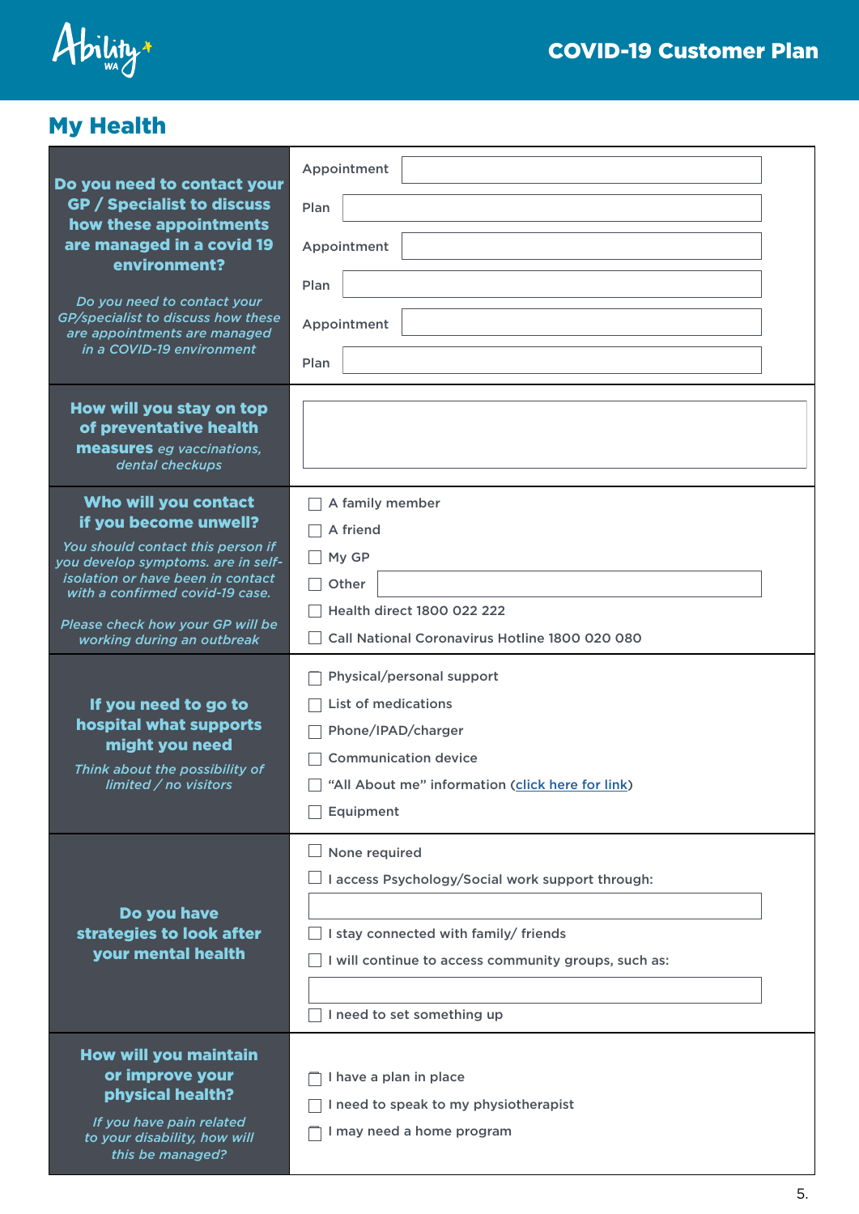# COVID-19 Customer Plan

## My Health

| Question | Response |
|---|---|
| **Do you need to contact your GP / Specialist to discuss how these appointments are managed in a covid 19 environment?**<br><br>*Do you need to contact your GP/specialist to discuss how these are appointments are managed in a COVID-19 environment* | Appointment ______<br>Plan ______<br>Appointment ______<br>Plan ______<br>Appointment ______<br>Plan ______ |
| **How will you stay on top of preventative health measures** *eg vaccinations, dental checkups* | |
| **Who will you contact if you become unwell?**<br><br>*You should contact this person if you develop symptoms. are in self-isolation or have been in contact with a confirmed covid-19 case.*<br><br>*Please check how your GP will be working during an outbreak* | ☐ A family member<br>☐ A friend<br>☐ My GP<br>☐ Other ______<br>☐ Health direct 1800 022 222<br>☐ Call National Coronavirus Hotline 1800 020 080 |
| **If you need to go to hospital what supports might you need**<br><br>*Think about the possibility of limited / no visitors* | ☐ Physical/personal support<br>☐ List of medications<br>☐ Phone/IPAD/charger<br>☐ Communication device<br>☐ "All About me" information (click here for link)<br>☐ Equipment |
| **Do you have strategies to look after your mental health** | ☐ None required<br>☐ I access Psychology/Social work support through: ______<br>☐ I stay connected with family/ friends<br>☐ I will continue to access community groups, such as: ______<br>☐ I need to set something up |
| **How will you maintain or improve your physical health?**<br><br>*If you have pain related to your disability, how will this be managed?* | ☐ I have a plan in place<br>☐ I need to speak to my physiotherapist<br>☐ I may need a home program |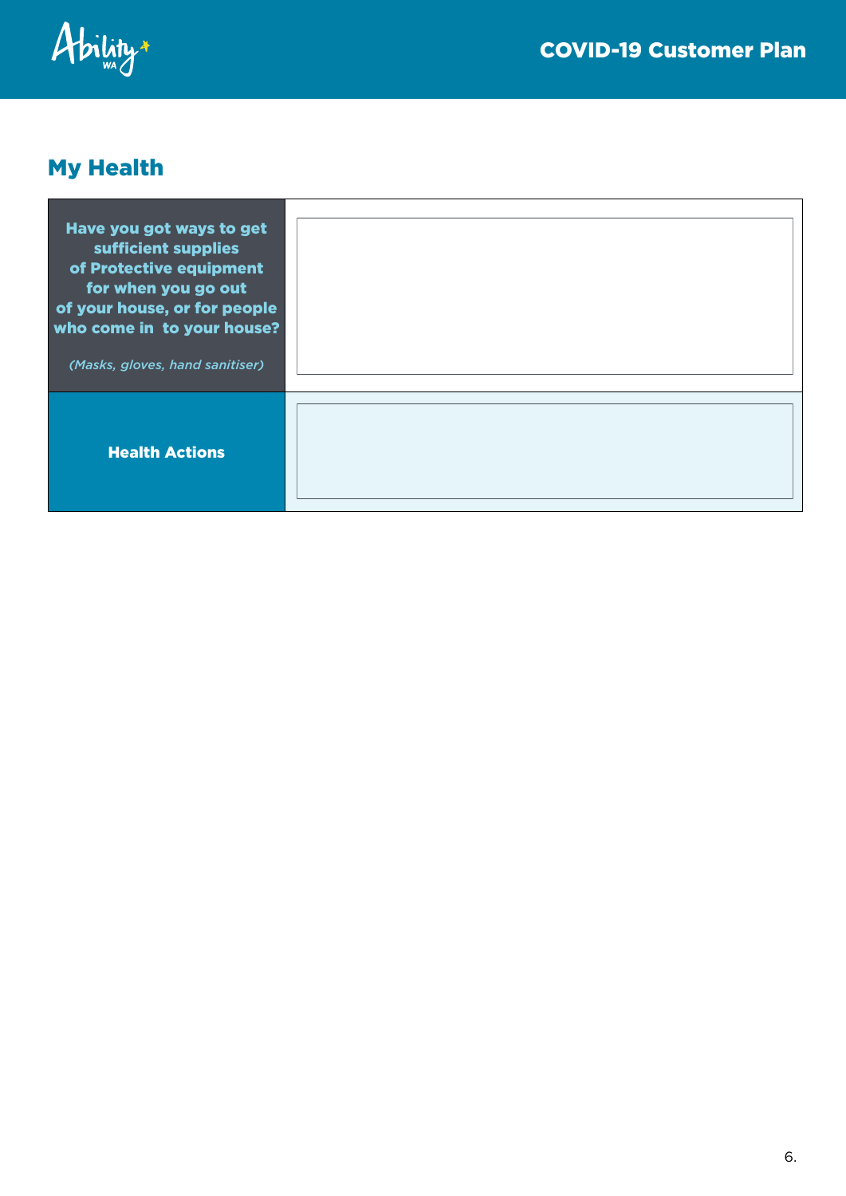## My Health

| | |
|---|---|
| **Have you got ways to get sufficient supplies of Protective equipment for when you go out of your house, or for people who come in to your house?** *(Masks, gloves, hand sanitiser)* | |
| **Health Actions** | |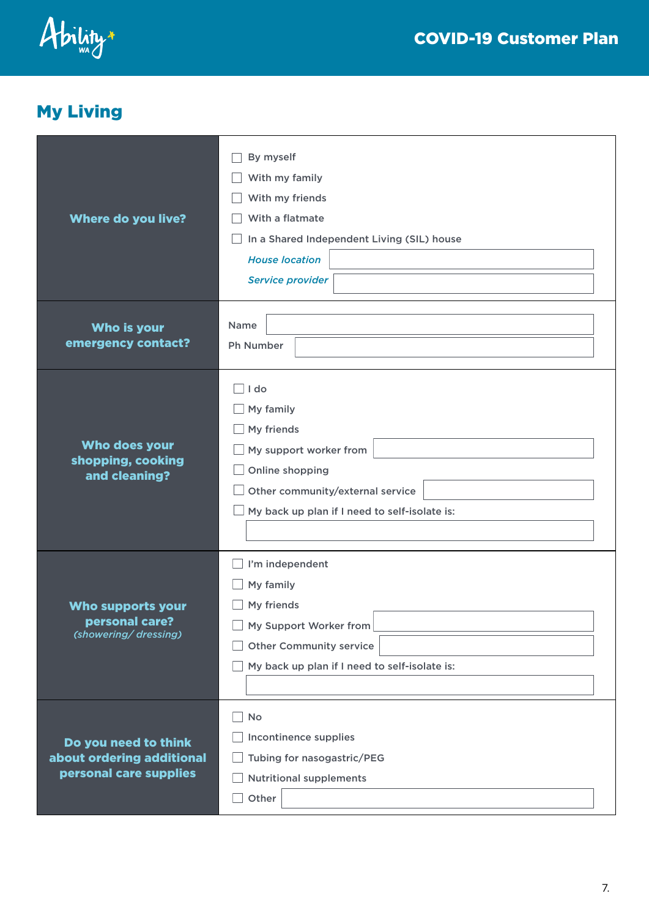## My Living

| | |
|---|---|
| **Where do you live?** | ☐ By myself<br>☐ With my family<br>☐ With my friends<br>☐ With a flatmate<br>☐ In a Shared Independent Living (SIL) house<br>*House location* ________<br>*Service provider* ________ |
| **Who is your emergency contact?** | Name ________<br>Ph Number ________ |
| **Who does your shopping, cooking and cleaning?** | ☐ I do<br>☐ My family<br>☐ My friends<br>☐ My support worker from ________<br>☐ Online shopping<br>☐ Other community/external service ________<br>☐ My back up plan if I need to self-isolate is: ________ |
| **Who supports your personal care?** *(showering/ dressing)* | ☐ I'm independent<br>☐ My family<br>☐ My friends<br>☐ My Support Worker from ________<br>☐ Other Community service ________<br>☐ My back up plan if I need to self-isolate is: ________ |
| **Do you need to think about ordering additional personal care supplies** | ☐ No<br>☐ Incontinence supplies<br>☐ Tubing for nasogastric/PEG<br>☐ Nutritional supplements<br>☐ Other ________ |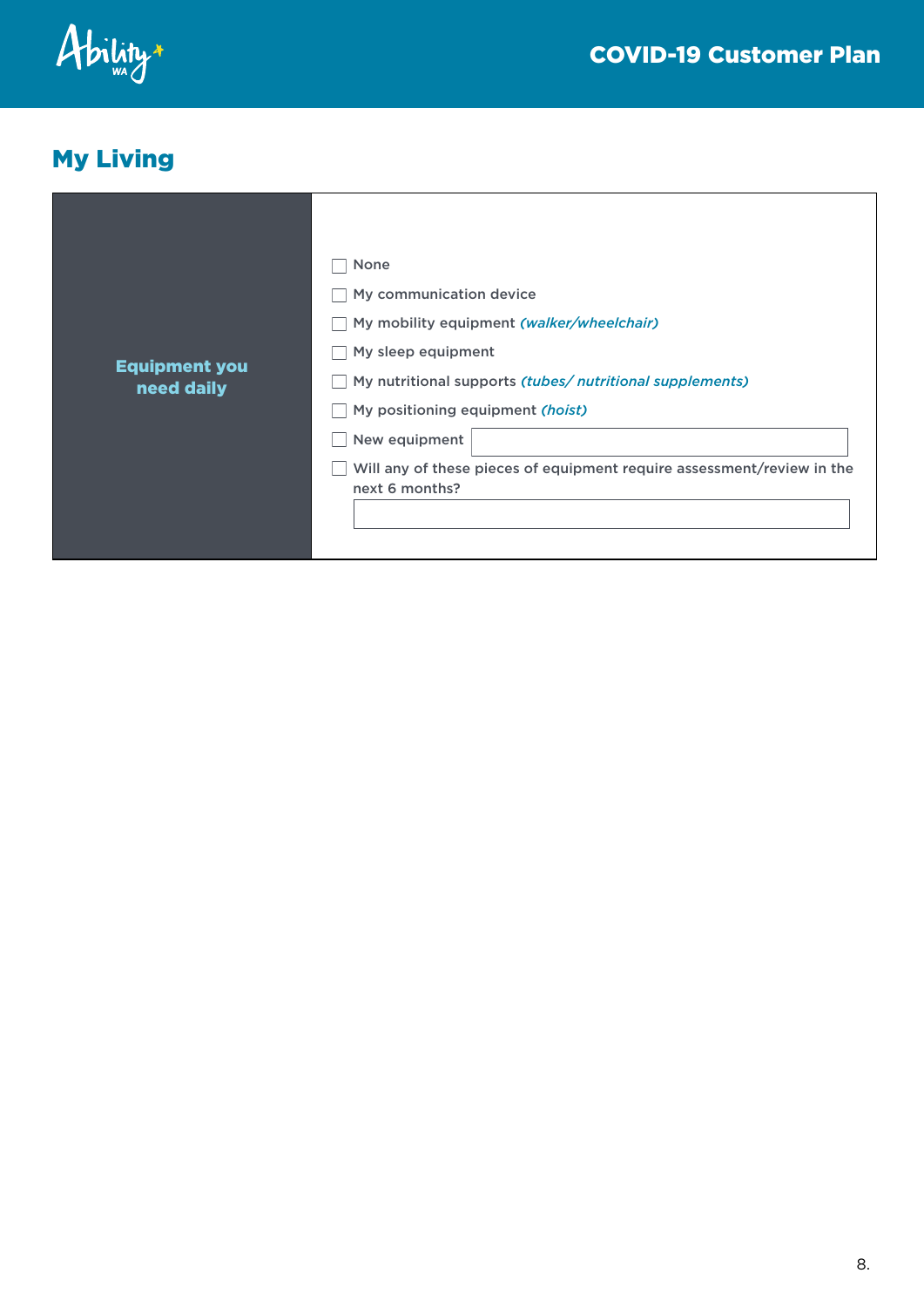## My Living

| Equipment you need daily | |
|---|---|
| | ☐ None<br>☐ My communication device<br>☐ My mobility equipment *(walker/wheelchair)*<br>☐ My sleep equipment<br>☐ My nutritional supports *(tubes/ nutritional supplements)*<br>☐ My positioning equipment *(hoist)*<br>☐ New equipment ______<br>☐ Will any of these pieces of equipment require assessment/review in the next 6 months?<br>______ |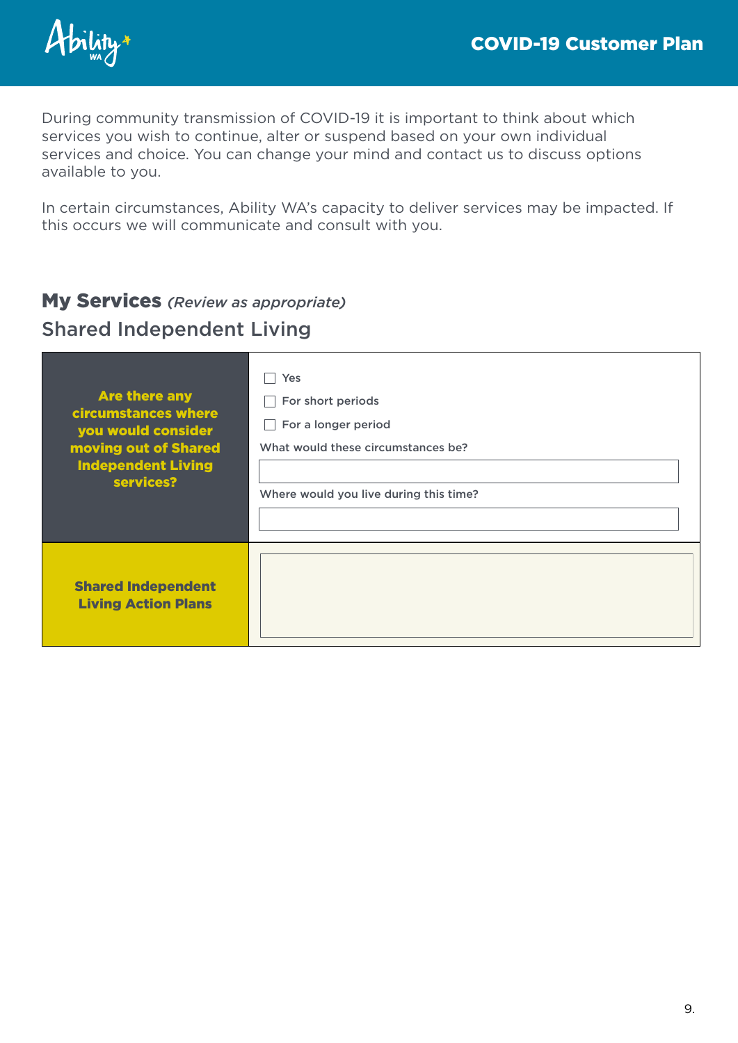During community transmission of COVID-19 it is important to think about which services you wish to continue, alter or suspend based on your own individual services and choice. You can change your mind and contact us to discuss options available to you.

In certain circumstances, Ability WA's capacity to deliver services may be impacted. If this occurs we will communicate and consult with you.

## My Services *(Review as appropriate)*

### Shared Independent Living

| | |
|---|---|
| **Are there any circumstances where you would consider moving out of Shared Independent Living services?** | ☐ Yes<br>☐ For short periods<br>☐ For a longer period<br>What would these circumstances be?<br>\_\_\_\_\_\_\_\_\_\_<br>Where would you live during this time?<br>\_\_\_\_\_\_\_\_\_\_ |
| **Shared Independent Living Action Plans** | |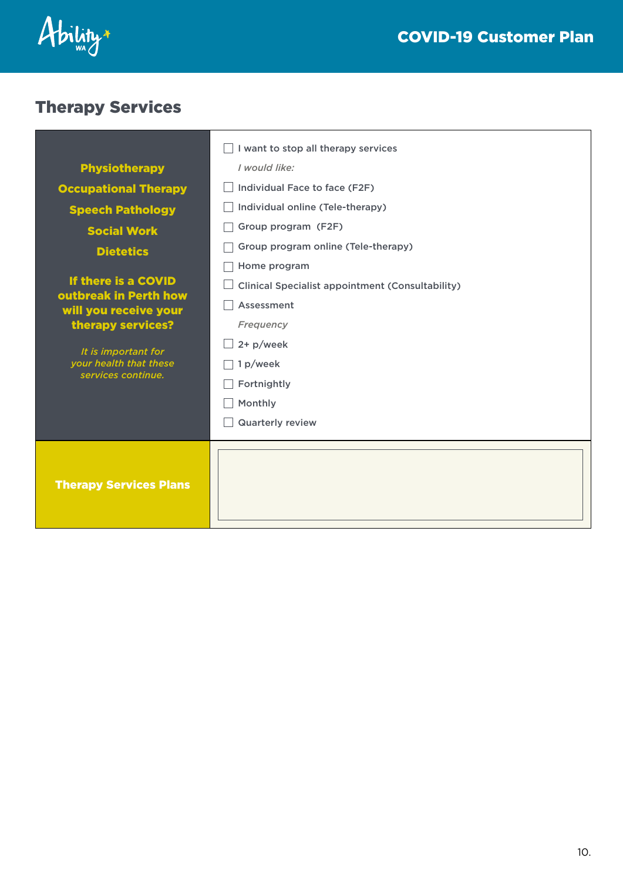## Therapy Services

| **Physiotherapy**<br>**Occupational Therapy**<br>**Speech Pathology**<br>**Social Work**<br>**Dietetics**<br><br>**If there is a COVID outbreak in Perth how will you receive your therapy services?**<br><br>*It is important for your health that these services continue.* | ☐ I want to stop all therapy services<br>*I would like:*<br>☐ Individual Face to face (F2F)<br>☐ Individual online (Tele-therapy)<br>☐ Group program (F2F)<br>☐ Group program online (Tele-therapy)<br>☐ Home program<br>☐ Clinical Specialist appointment (Consultability)<br>☐ Assessment<br>*Frequency*<br>☐ 2+ p/week<br>☐ 1 p/week<br>☐ Fortnightly<br>☐ Monthly<br>☐ Quarterly review |
|---|---|
| **Therapy Services Plans** | |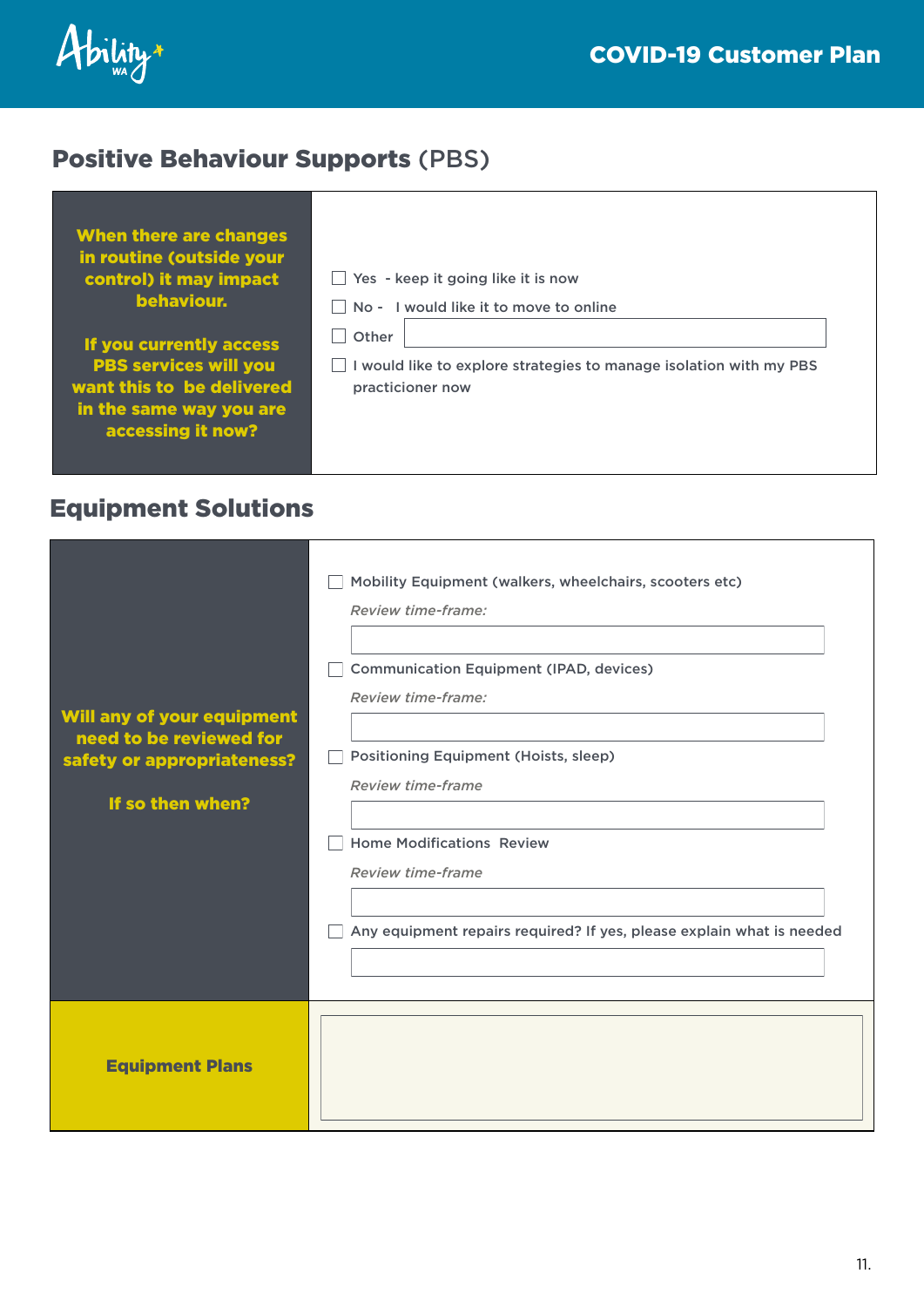## Positive Behaviour Supports (PBS)

| When there are changes in routine (outside your control) it may impact behaviour.<br><br>If you currently access PBS services will you want this to be delivered in the same way you are accessing it now? | ☐ Yes - keep it going like it is now<br>☐ No - I would like it to move to online<br>☐ Other<br>☐ I would like to explore strategies to manage isolation with my PBS practicioner now |
|---|---|

## Equipment Solutions

| Will any of your equipment need to be reviewed for safety or appropriateness?<br><br>If so then when? | ☐ Mobility Equipment (walkers, wheelchairs, scooters etc)<br>*Review time-frame:*<br><br>☐ Communication Equipment (IPAD, devices)<br>*Review time-frame:*<br><br>☐ Positioning Equipment (Hoists, sleep)<br>*Review time-frame*<br><br>☐ Home Modifications Review<br>*Review time-frame*<br><br>☐ Any equipment repairs required? If yes, please explain what is needed |
|---|---|
| **Equipment Plans** | |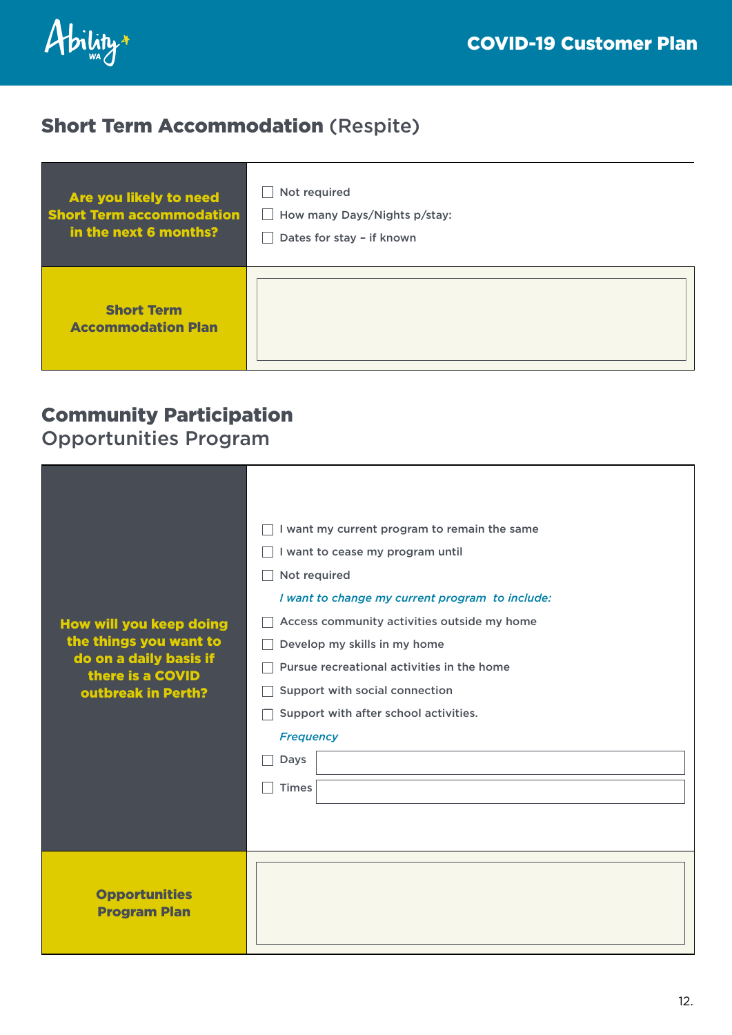## **Short Term Accommodation** (Respite)

| Are you likely to need Short Term accommodation in the next 6 months? | ☐ Not required<br>☐ How many Days/Nights p/stay:<br>☐ Dates for stay – if known |
|---|---|
| **Short Term Accommodation Plan** | |

## **Community Participation**
Opportunities Program

| How will you keep doing the things you want to do on a daily basis if there is a COVID outbreak in Perth? | ☐ I want my current program to remain the same<br>☐ I want to cease my program until<br>☐ Not required<br>*I want to change my current program to include:*<br>☐ Access community activities outside my home<br>☐ Develop my skills in my home<br>☐ Pursue recreational activities in the home<br>☐ Support with social connection<br>☐ Support with after school activities.<br>*Frequency*<br>☐ Days<br>☐ Times |
|---|---|
| **Opportunities Program Plan** | |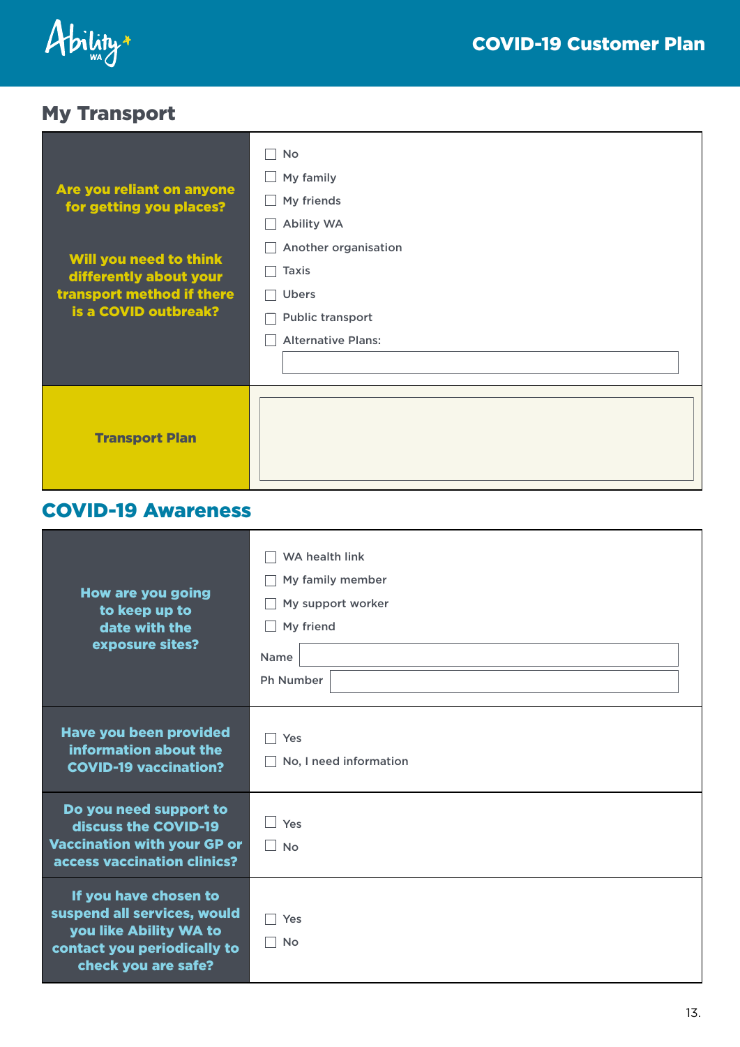## My Transport

| | |
|---|---|
| **Are you reliant on anyone for getting you places?**<br><br>**Will you need to think differently about your transport method if there is a COVID outbreak?** | ☐ No<br>☐ My family<br>☐ My friends<br>☐ Ability WA<br>☐ Another organisation<br>☐ Taxis<br>☐ Ubers<br>☐ Public transport<br>☐ Alternative Plans: |
| **Transport Plan** | |

## COVID-19 Awareness

| | |
|---|---|
| **How are you going to keep up to date with the exposure sites?** | ☐ WA health link<br>☐ My family member<br>☐ My support worker<br>☐ My friend<br>Name<br>Ph Number |
| **Have you been provided information about the COVID-19 vaccination?** | ☐ Yes<br>☐ No, I need information |
| **Do you need support to discuss the COVID-19 Vaccination with your GP or access vaccination clinics?** | ☐ Yes<br>☐ No |
| **If you have chosen to suspend all services, would you like Ability WA to contact you periodically to check you are safe?** | ☐ Yes<br>☐ No |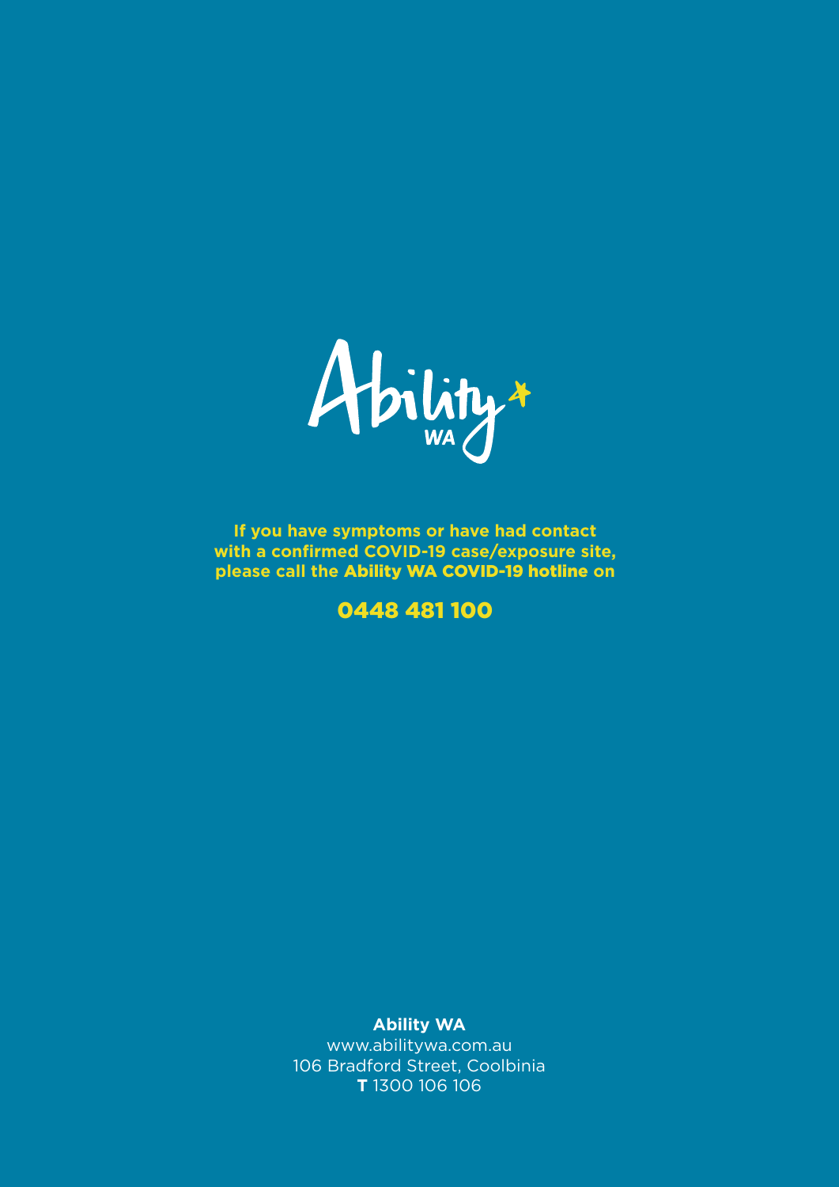**If you have symptoms or have had contact with a confirmed COVID-19 case/exposure site, please call the Ability WA COVID-19 hotline on**

**0448 481 100**

**Ability WA**
www.abilitywa.com.au
106 Bradford Street, Coolbinia
**T** 1300 106 106